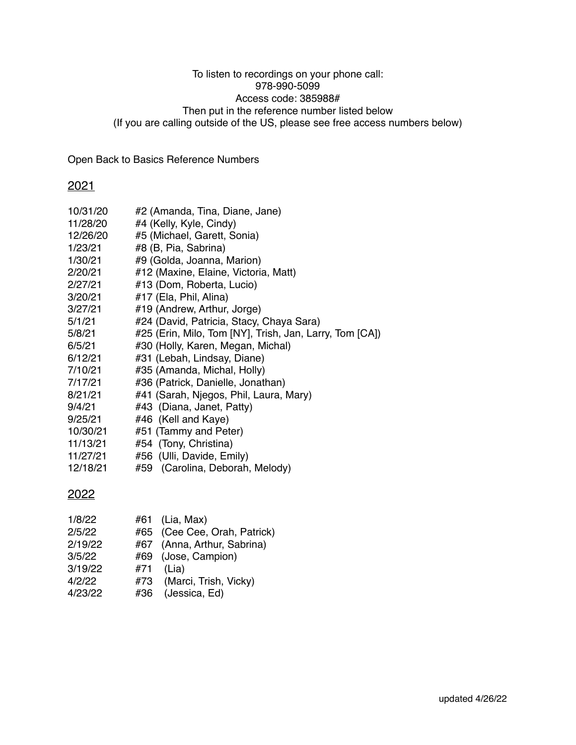To listen to recordings on your phone call:
978-990-5099
Access code: 385988#
Then put in the reference number listed below
(If you are calling outside of the US, please see free access numbers below)

Open Back to Basics Reference Numbers

## 2021

| | |
|---|---|
| 10/31/20 | #2 (Amanda, Tina, Diane, Jane) |
| 11/28/20 | #4 (Kelly, Kyle, Cindy) |
| 12/26/20 | #5 (Michael, Garett, Sonia) |
| 1/23/21 | #8 (B, Pia, Sabrina) |
| 1/30/21 | #9 (Golda, Joanna, Marion) |
| 2/20/21 | #12 (Maxine, Elaine, Victoria, Matt) |
| 2/27/21 | #13 (Dom, Roberta, Lucio) |
| 3/20/21 | #17 (Ela, Phil, Alina) |
| 3/27/21 | #19 (Andrew, Arthur, Jorge) |
| 5/1/21 | #24 (David, Patricia, Stacy, Chaya Sara) |
| 5/8/21 | #25 (Erin, Milo, Tom [NY], Trish, Jan, Larry, Tom [CA]) |
| 6/5/21 | #30 (Holly, Karen, Megan, Michal) |
| 6/12/21 | #31 (Lebah, Lindsay, Diane) |
| 7/10/21 | #35 (Amanda, Michal, Holly) |
| 7/17/21 | #36 (Patrick, Danielle, Jonathan) |
| 8/21/21 | #41 (Sarah, Njegos, Phil, Laura, Mary) |
| 9/4/21 | #43 (Diana, Janet, Patty) |
| 9/25/21 | #46 (Kell and Kaye) |
| 10/30/21 | #51 (Tammy and Peter) |
| 11/13/21 | #54 (Tony, Christina) |
| 11/27/21 | #56 (Ulli, Davide, Emily) |
| 12/18/21 | #59 (Carolina, Deborah, Melody) |

## 2022

| | |
|---|---|
| 1/8/22 | #61 (Lia, Max) |
| 2/5/22 | #65 (Cee Cee, Orah, Patrick) |
| 2/19/22 | #67 (Anna, Arthur, Sabrina) |
| 3/5/22 | #69 (Jose, Campion) |
| 3/19/22 | #71 (Lia) |
| 4/2/22 | #73 (Marci, Trish, Vicky) |
| 4/23/22 | #36 (Jessica, Ed) |

updated 4/26/22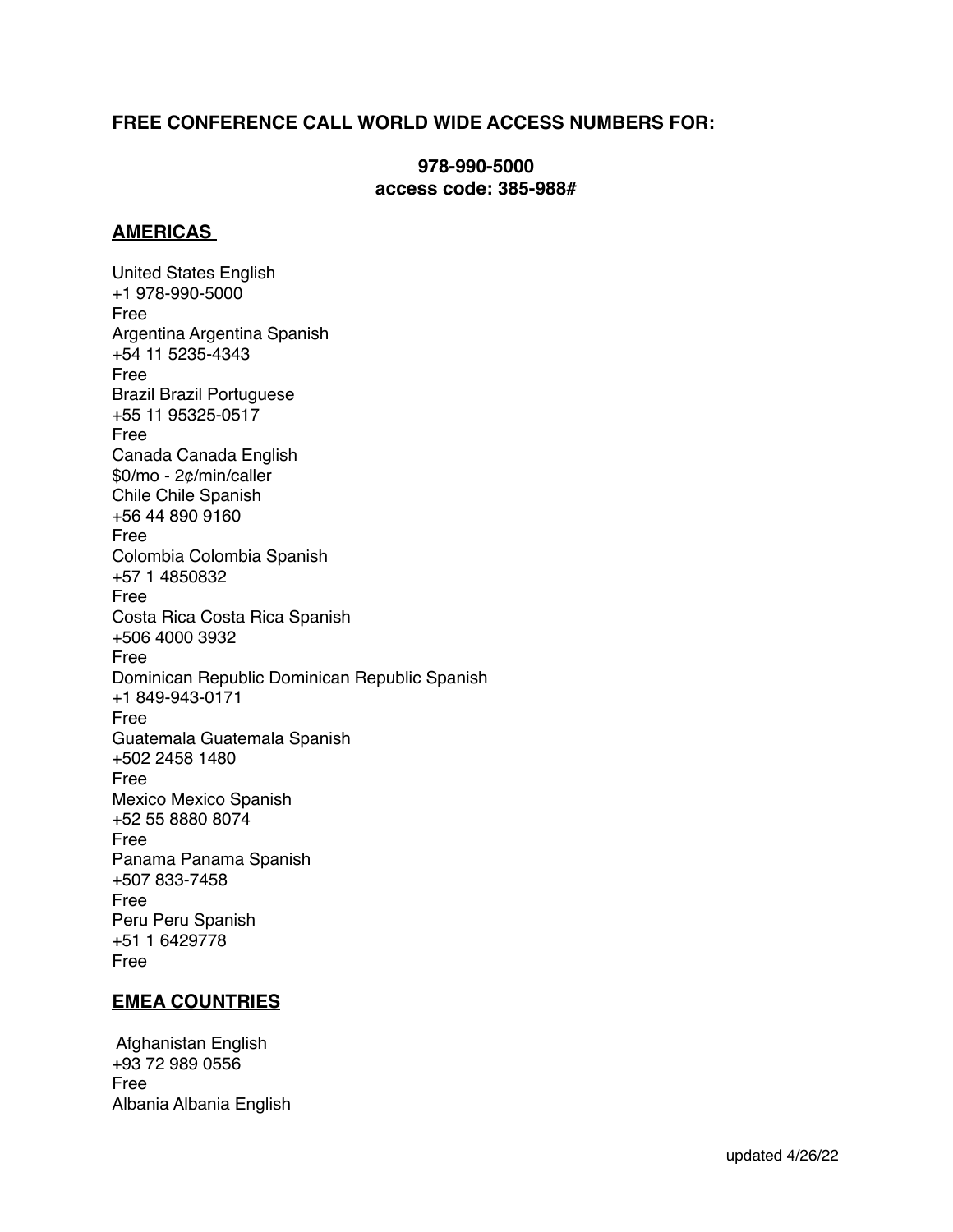## FREE CONFERENCE CALL WORLD WIDE ACCESS NUMBERS FOR:

**978-990-5000**
**access code: 385-988#**

## AMERICAS

United States English
+1 978-990-5000
Free
Argentina Argentina Spanish
+54 11 5235-4343
Free
Brazil Brazil Portuguese
+55 11 95325-0517
Free
Canada Canada English
$0/mo - 2¢/min/caller
Chile Chile Spanish
+56 44 890 9160
Free
Colombia Colombia Spanish
+57 1 4850832
Free
Costa Rica Costa Rica Spanish
+506 4000 3932
Free
Dominican Republic Dominican Republic Spanish
+1 849-943-0171
Free
Guatemala Guatemala Spanish
+502 2458 1480
Free
Mexico Mexico Spanish
+52 55 8880 8074
Free
Panama Panama Spanish
+507 833-7458
Free
Peru Peru Spanish
+51 1 6429778
Free

## EMEA COUNTRIES

Afghanistan English
+93 72 989 0556
Free
Albania Albania English

updated 4/26/22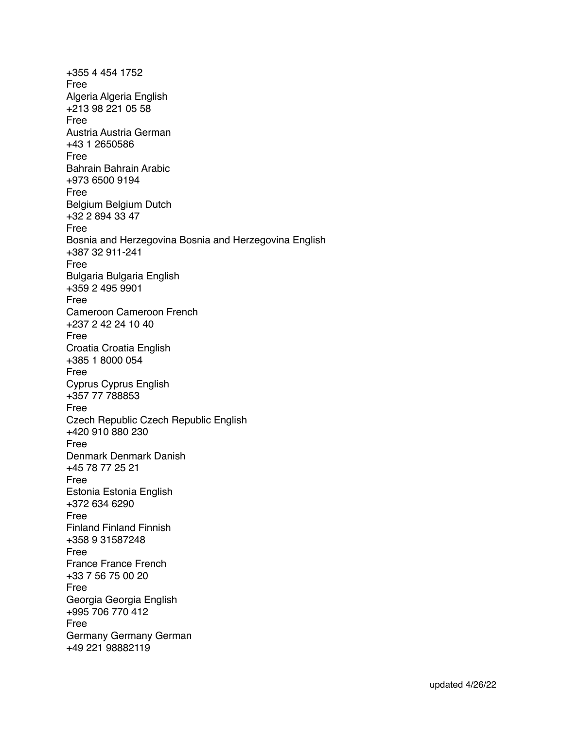+355 4 454 1752
Free
Algeria Algeria English
+213 98 221 05 58
Free
Austria Austria German
+43 1 2650586
Free
Bahrain Bahrain Arabic
+973 6500 9194
Free
Belgium Belgium Dutch
+32 2 894 33 47
Free
Bosnia and Herzegovina Bosnia and Herzegovina English
+387 32 911-241
Free
Bulgaria Bulgaria English
+359 2 495 9901
Free
Cameroon Cameroon French
+237 2 42 24 10 40
Free
Croatia Croatia English
+385 1 8000 054
Free
Cyprus Cyprus English
+357 77 788853
Free
Czech Republic Czech Republic English
+420 910 880 230
Free
Denmark Denmark Danish
+45 78 77 25 21
Free
Estonia Estonia English
+372 634 6290
Free
Finland Finland Finnish
+358 9 31587248
Free
France France French
+33 7 56 75 00 20
Free
Georgia Georgia English
+995 706 770 412
Free
Germany Germany German
+49 221 98882119

updated 4/26/22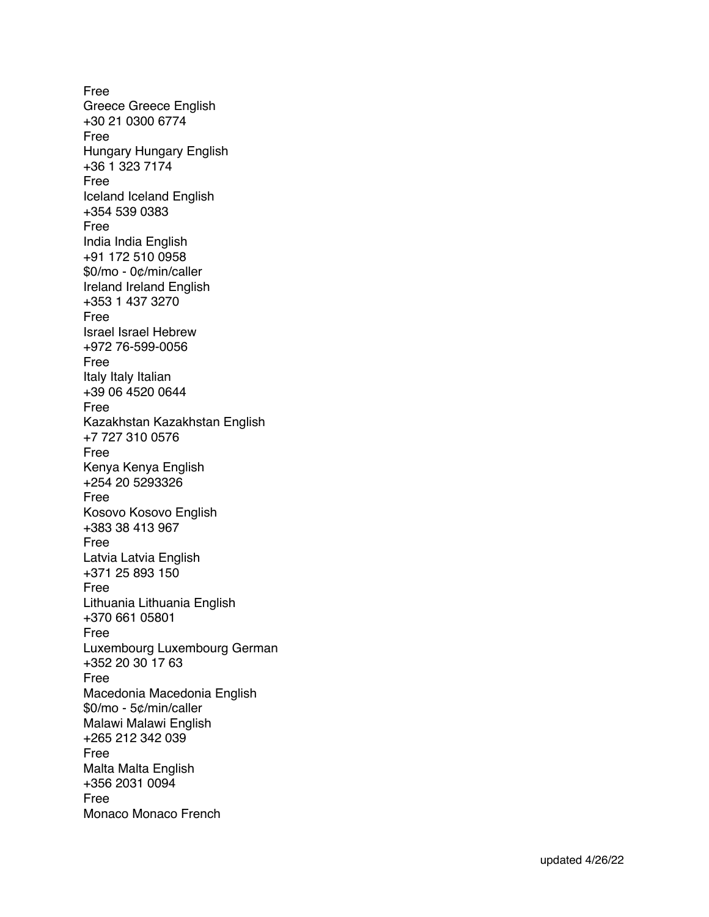Free
Greece Greece English
+30 21 0300 6774
Free
Hungary Hungary English
+36 1 323 7174
Free
Iceland Iceland English
+354 539 0383
Free
India India English
+91 172 510 0958
$0/mo - 0¢/min/caller
Ireland Ireland English
+353 1 437 3270
Free
Israel Israel Hebrew
+972 76-599-0056
Free
Italy Italy Italian
+39 06 4520 0644
Free
Kazakhstan Kazakhstan English
+7 727 310 0576
Free
Kenya Kenya English
+254 20 5293326
Free
Kosovo Kosovo English
+383 38 413 967
Free
Latvia Latvia English
+371 25 893 150
Free
Lithuania Lithuania English
+370 661 05801
Free
Luxembourg Luxembourg German
+352 20 30 17 63
Free
Macedonia Macedonia English
$0/mo - 5¢/min/caller
Malawi Malawi English
+265 212 342 039
Free
Malta Malta English
+356 2031 0094
Free
Monaco Monaco French

updated 4/26/22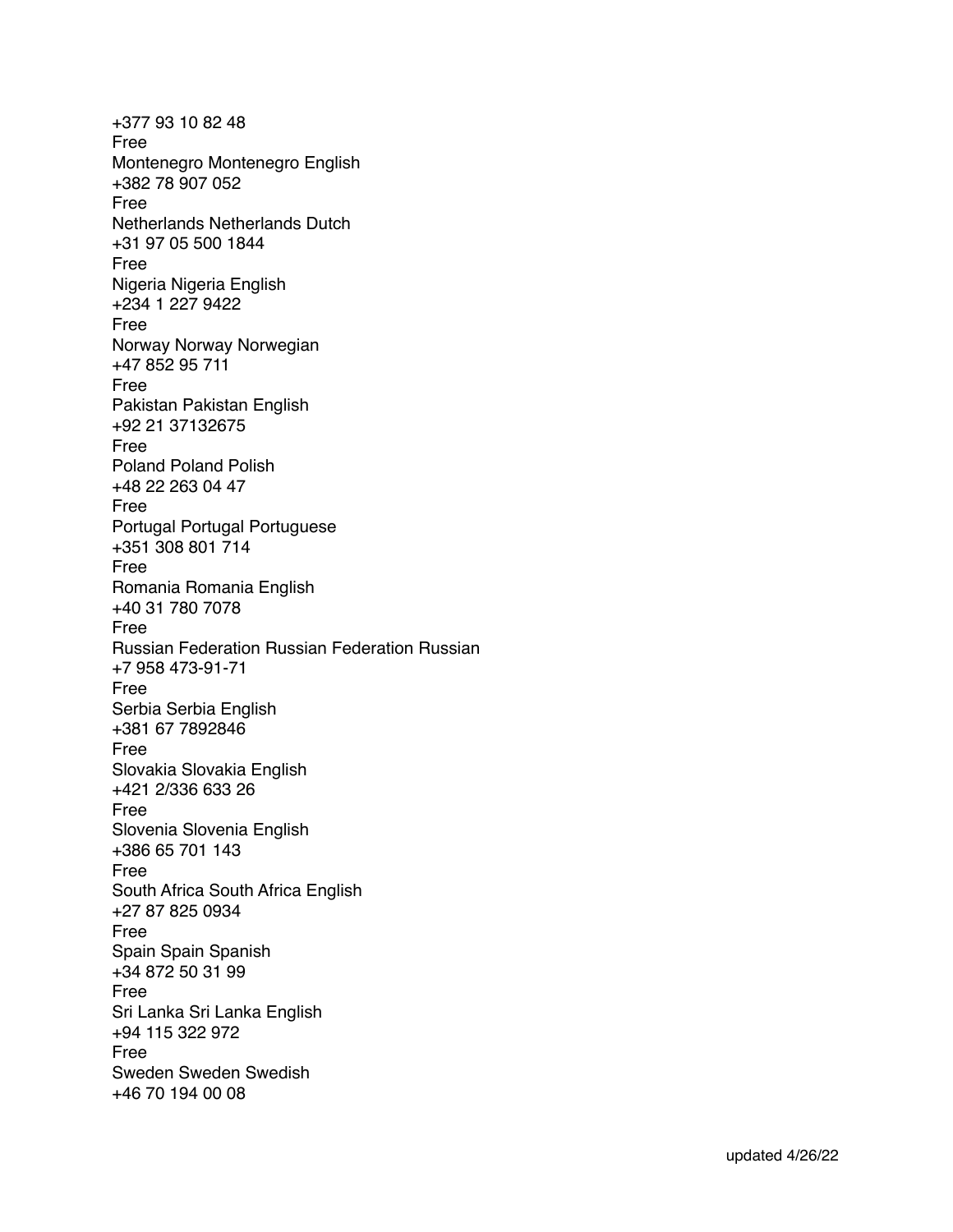+377 93 10 82 48
Free
Montenegro Montenegro English
+382 78 907 052
Free
Netherlands Netherlands Dutch
+31 97 05 500 1844
Free
Nigeria Nigeria English
+234 1 227 9422
Free
Norway Norway Norwegian
+47 852 95 711
Free
Pakistan Pakistan English
+92 21 37132675
Free
Poland Poland Polish
+48 22 263 04 47
Free
Portugal Portugal Portuguese
+351 308 801 714
Free
Romania Romania English
+40 31 780 7078
Free
Russian Federation Russian Federation Russian
+7 958 473-91-71
Free
Serbia Serbia English
+381 67 7892846
Free
Slovakia Slovakia English
+421 2/336 633 26
Free
Slovenia Slovenia English
+386 65 701 143
Free
South Africa South Africa English
+27 87 825 0934
Free
Spain Spain Spanish
+34 872 50 31 99
Free
Sri Lanka Sri Lanka English
+94 115 322 972
Free
Sweden Sweden Swedish
+46 70 194 00 08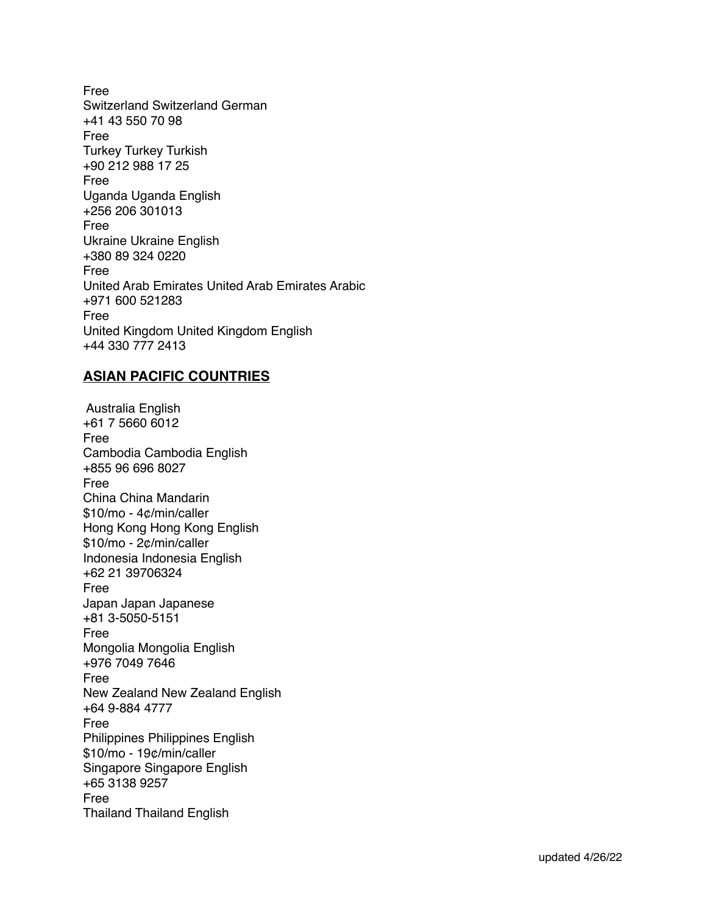Free
Switzerland Switzerland German
+41 43 550 70 98
Free
Turkey Turkey Turkish
+90 212 988 17 25
Free
Uganda Uganda English
+256 206 301013
Free
Ukraine Ukraine English
+380 89 324 0220
Free
United Arab Emirates United Arab Emirates Arabic
+971 600 521283
Free
United Kingdom United Kingdom English
+44 330 777 2413

## **ASIAN PACIFIC COUNTRIES**

Australia English
+61 7 5660 6012
Free
Cambodia Cambodia English
+855 96 696 8027
Free
China China Mandarin
$10/mo - 4¢/min/caller
Hong Kong Hong Kong English
$10/mo - 2¢/min/caller
Indonesia Indonesia English
+62 21 39706324
Free
Japan Japan Japanese
+81 3-5050-5151
Free
Mongolia Mongolia English
+976 7049 7646
Free
New Zealand New Zealand English
+64 9-884 4777
Free
Philippines Philippines English
$10/mo - 19¢/min/caller
Singapore Singapore English
+65 3138 9257
Free
Thailand Thailand English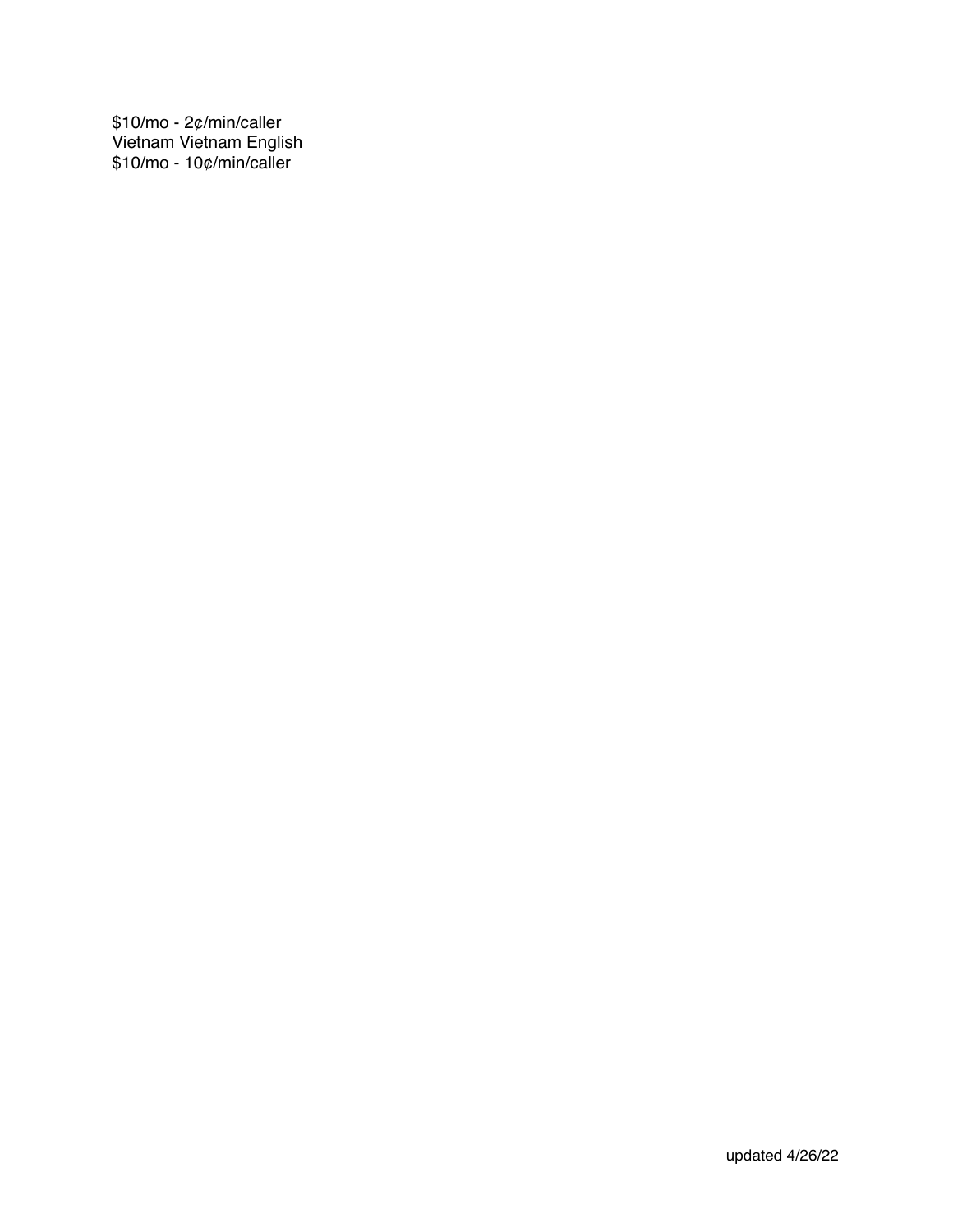$10/mo - 2¢/min/caller
Vietnam Vietnam English
$10/mo - 10¢/min/caller

updated 4/26/22